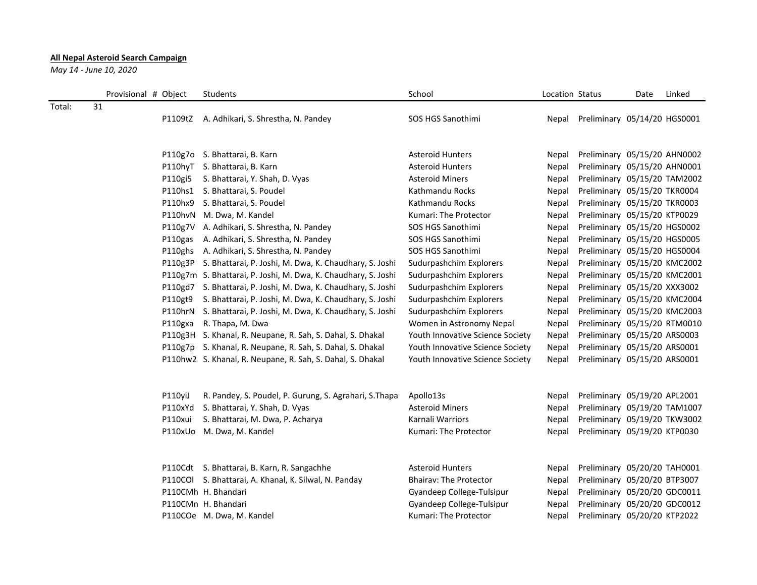**All Nepal Asteroid Search Campaign**

*May 14 - June 10, 2020*

| | Provisional # | Object | Students | School | Location | Status | Date | Linked |
|---|---|---|---|---|---|---|---|---|
| Total: | 31 | | | | | | | |
| | | P1109tZ | A. Adhikari, S. Shrestha, N. Pandey | SOS HGS Sanothimi | Nepal | Preliminary | 05/14/20 | HGS0001 |
| | | P110g7o | S. Bhattarai, B. Karn | Asteroid Hunters | Nepal | Preliminary | 05/15/20 | AHN0002 |
| | | P110hyT | S. Bhattarai, B. Karn | Asteroid Hunters | Nepal | Preliminary | 05/15/20 | AHN0001 |
| | | P110gi5 | S. Bhattarai, Y. Shah, D. Vyas | Asteroid Miners | Nepal | Preliminary | 05/15/20 | TAM2002 |
| | | P110hs1 | S. Bhattarai, S. Poudel | Kathmandu Rocks | Nepal | Preliminary | 05/15/20 | TKR0004 |
| | | P110hx9 | S. Bhattarai, S. Poudel | Kathmandu Rocks | Nepal | Preliminary | 05/15/20 | TKR0003 |
| | | P110hvN | M. Dwa, M. Kandel | Kumari: The Protector | Nepal | Preliminary | 05/15/20 | KTP0029 |
| | | P110g7V | A. Adhikari, S. Shrestha, N. Pandey | SOS HGS Sanothimi | Nepal | Preliminary | 05/15/20 | HGS0002 |
| | | P110gas | A. Adhikari, S. Shrestha, N. Pandey | SOS HGS Sanothimi | Nepal | Preliminary | 05/15/20 | HGS0005 |
| | | P110ghs | A. Adhikari, S. Shrestha, N. Pandey | SOS HGS Sanothimi | Nepal | Preliminary | 05/15/20 | HGS0004 |
| | | P110g3P | S. Bhattarai, P. Joshi, M. Dwa, K. Chaudhary, S. Joshi | Sudurpashchim Explorers | Nepal | Preliminary | 05/15/20 | KMC2002 |
| | | P110g7m | S. Bhattarai, P. Joshi, M. Dwa, K. Chaudhary, S. Joshi | Sudurpashchim Explorers | Nepal | Preliminary | 05/15/20 | KMC2001 |
| | | P110gd7 | S. Bhattarai, P. Joshi, M. Dwa, K. Chaudhary, S. Joshi | Sudurpashchim Explorers | Nepal | Preliminary | 05/15/20 | XXX3002 |
| | | P110gt9 | S. Bhattarai, P. Joshi, M. Dwa, K. Chaudhary, S. Joshi | Sudurpashchim Explorers | Nepal | Preliminary | 05/15/20 | KMC2004 |
| | | P110hrN | S. Bhattarai, P. Joshi, M. Dwa, K. Chaudhary, S. Joshi | Sudurpashchim Explorers | Nepal | Preliminary | 05/15/20 | KMC2003 |
| | | P110gxa | R. Thapa, M. Dwa | Women in Astronomy Nepal | Nepal | Preliminary | 05/15/20 | RTM0010 |
| | | P110g3H | S. Khanal, R. Neupane, R. Sah, S. Dahal, S. Dhakal | Youth Innovative Science Society | Nepal | Preliminary | 05/15/20 | ARS0003 |
| | | P110g7p | S. Khanal, R. Neupane, R. Sah, S. Dahal, S. Dhakal | Youth Innovative Science Society | Nepal | Preliminary | 05/15/20 | ARS0001 |
| | | P110hw2 | S. Khanal, R. Neupane, R. Sah, S. Dahal, S. Dhakal | Youth Innovative Science Society | Nepal | Preliminary | 05/15/20 | ARS0001 |
| | | P110yiJ | R. Pandey, S. Poudel, P. Gurung, S. Agrahari, S.Thapa | Apollo13s | Nepal | Preliminary | 05/19/20 | APL2001 |
| | | P110xYd | S. Bhattarai, Y. Shah, D. Vyas | Asteroid Miners | Nepal | Preliminary | 05/19/20 | TAM1007 |
| | | P110xui | S. Bhattarai, M. Dwa, P. Acharya | Karnali Warriors | Nepal | Preliminary | 05/19/20 | TKW3002 |
| | | P110xUo | M. Dwa, M. Kandel | Kumari: The Protector | Nepal | Preliminary | 05/19/20 | KTP0030 |
| | | P110Cdt | S. Bhattarai, B. Karn, R. Sangachhe | Asteroid Hunters | Nepal | Preliminary | 05/20/20 | TAH0001 |
| | | P110COl | S. Bhattarai, A. Khanal, K. Silwal, N. Panday | Bhairav: The Protector | Nepal | Preliminary | 05/20/20 | BTP3007 |
| | | P110CMh | H. Bhandari | Gyandeep College-Tulsipur | Nepal | Preliminary | 05/20/20 | GDC0011 |
| | | P110CMn | H. Bhandari | Gyandeep College-Tulsipur | Nepal | Preliminary | 05/20/20 | GDC0012 |
| | | P110COe | M. Dwa, M. Kandel | Kumari: The Protector | Nepal | Preliminary | 05/20/20 | KTP2022 |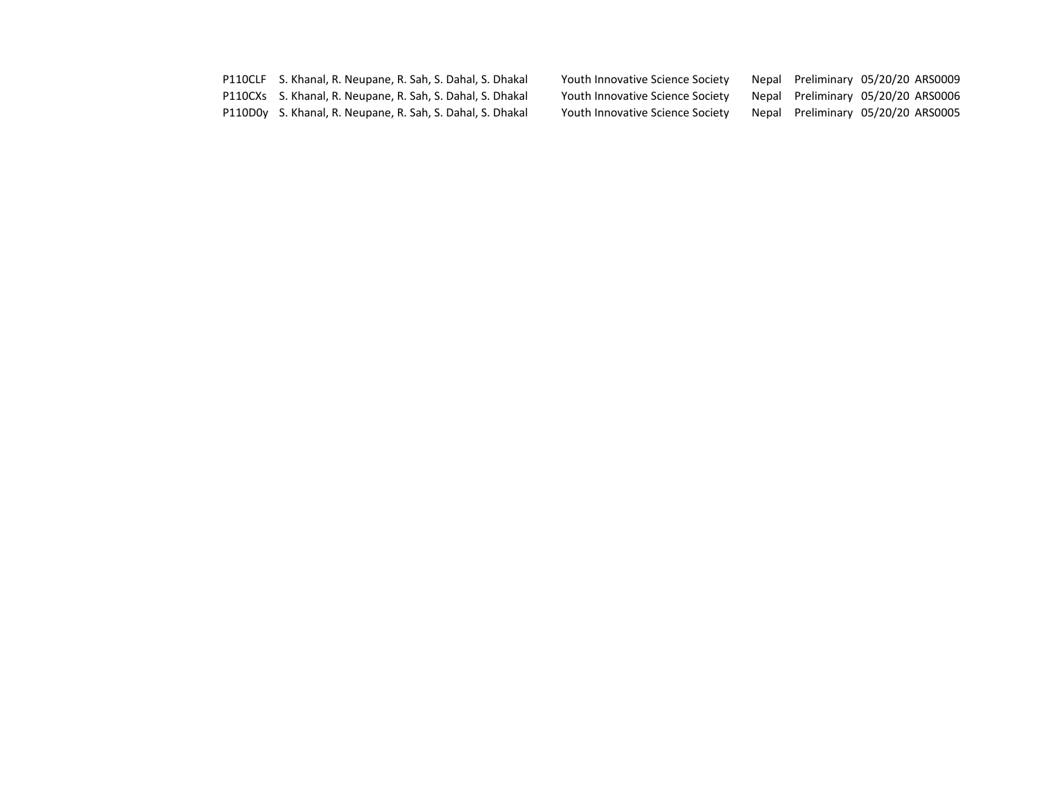| | | | | | | |
|---|---|---|---|---|---|---|
| P110CLF | S. Khanal, R. Neupane, R. Sah, S. Dahal, S. Dhakal | Youth Innovative Science Society | Nepal | Preliminary | 05/20/20 | ARS0009 |
| P110CXs | S. Khanal, R. Neupane, R. Sah, S. Dahal, S. Dhakal | Youth Innovative Science Society | Nepal | Preliminary | 05/20/20 | ARS0006 |
| P110D0y | S. Khanal, R. Neupane, R. Sah, S. Dahal, S. Dhakal | Youth Innovative Science Society | Nepal | Preliminary | 05/20/20 | ARS0005 |